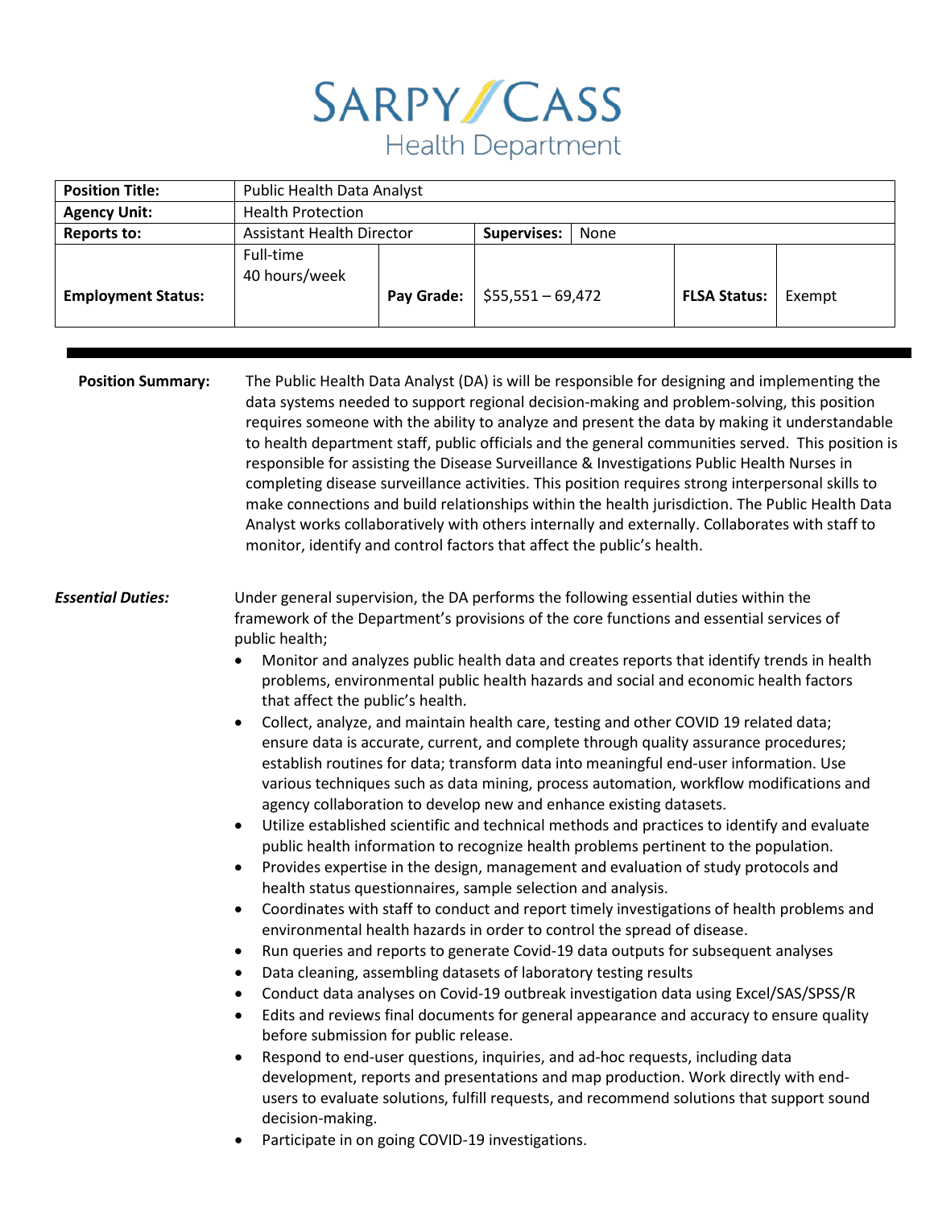# SARPY / CASS Health Department

| Position Title: | Public Health Data Analyst | | | | | |
|---|---|---|---|---|---|---|
| Agency Unit: | Health Protection | | | | | |
| Reports to: | Assistant Health Director | | Supervises: | None | | |
| Employment Status: | Full-time 40 hours/week | Pay Grade: | $55,551 – 69,472 | | FLSA Status: | Exempt |

**Position Summary:** The Public Health Data Analyst (DA) is will be responsible for designing and implementing the data systems needed to support regional decision-making and problem-solving, this position requires someone with the ability to analyze and present the data by making it understandable to health department staff, public officials and the general communities served. This position is responsible for assisting the Disease Surveillance & Investigations Public Health Nurses in completing disease surveillance activities. This position requires strong interpersonal skills to make connections and build relationships within the health jurisdiction. The Public Health Data Analyst works collaboratively with others internally and externally. Collaborates with staff to monitor, identify and control factors that affect the public's health.

***Essential Duties:*** Under general supervision, the DA performs the following essential duties within the framework of the Department's provisions of the core functions and essential services of public health;

- Monitor and analyzes public health data and creates reports that identify trends in health problems, environmental public health hazards and social and economic health factors that affect the public's health.
- Collect, analyze, and maintain health care, testing and other COVID 19 related data; ensure data is accurate, current, and complete through quality assurance procedures; establish routines for data; transform data into meaningful end-user information. Use various techniques such as data mining, process automation, workflow modifications and agency collaboration to develop new and enhance existing datasets.
- Utilize established scientific and technical methods and practices to identify and evaluate public health information to recognize health problems pertinent to the population.
- Provides expertise in the design, management and evaluation of study protocols and health status questionnaires, sample selection and analysis.
- Coordinates with staff to conduct and report timely investigations of health problems and environmental health hazards in order to control the spread of disease.
- Run queries and reports to generate Covid-19 data outputs for subsequent analyses
- Data cleaning, assembling datasets of laboratory testing results
- Conduct data analyses on Covid-19 outbreak investigation data using Excel/SAS/SPSS/R
- Edits and reviews final documents for general appearance and accuracy to ensure quality before submission for public release.
- Respond to end-user questions, inquiries, and ad-hoc requests, including data development, reports and presentations and map production. Work directly with end-users to evaluate solutions, fulfill requests, and recommend solutions that support sound decision-making.
- Participate in on going COVID-19 investigations.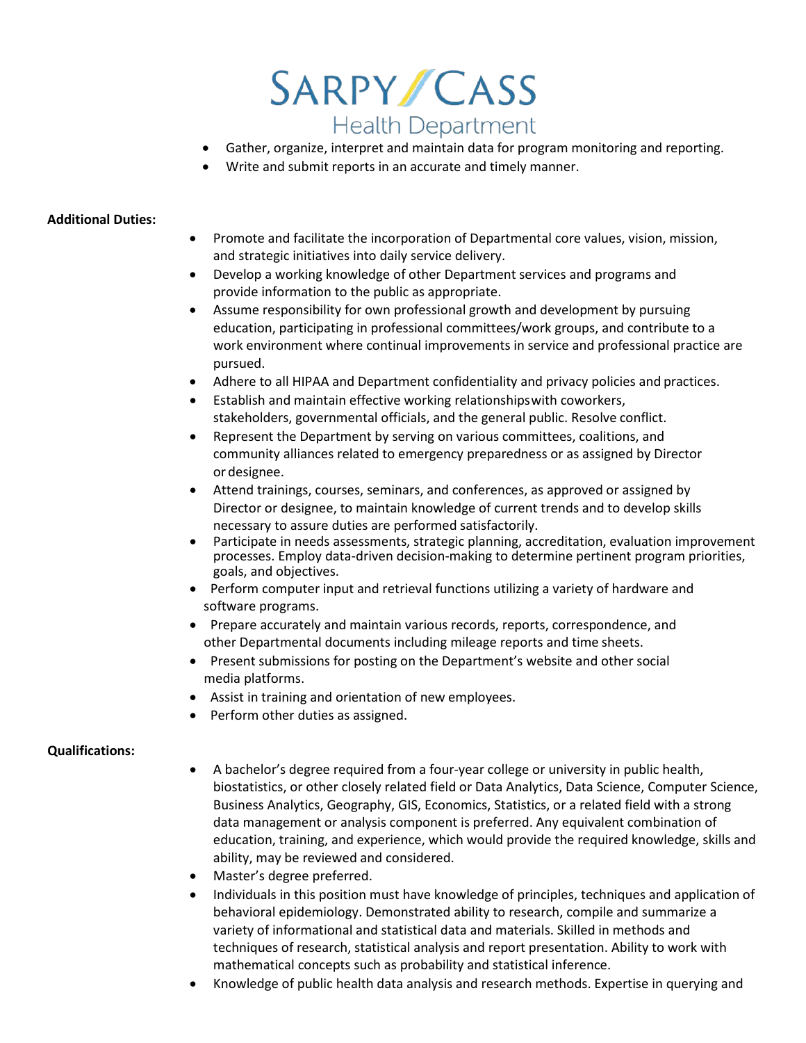- Gather, organize, interpret and maintain data for program monitoring and reporting.
- Write and submit reports in an accurate and timely manner.

**Additional Duties:**

- Promote and facilitate the incorporation of Departmental core values, vision, mission, and strategic initiatives into daily service delivery.
- Develop a working knowledge of other Department services and programs and provide information to the public as appropriate.
- Assume responsibility for own professional growth and development by pursuing education, participating in professional committees/work groups, and contribute to a work environment where continual improvements in service and professional practice are pursued.
- Adhere to all HIPAA and Department confidentiality and privacy policies and practices.
- Establish and maintain effective working relationships with coworkers, stakeholders, governmental officials, and the general public. Resolve conflict.
- Represent the Department by serving on various committees, coalitions, and community alliances related to emergency preparedness or as assigned by Director or designee.
- Attend trainings, courses, seminars, and conferences, as approved or assigned by Director or designee, to maintain knowledge of current trends and to develop skills necessary to assure duties are performed satisfactorily.
- Participate in needs assessments, strategic planning, accreditation, evaluation improvement processes. Employ data-driven decision-making to determine pertinent program priorities, goals, and objectives.
- Perform computer input and retrieval functions utilizing a variety of hardware and software programs.
- Prepare accurately and maintain various records, reports, correspondence, and other Departmental documents including mileage reports and time sheets.
- Present submissions for posting on the Department's website and other social media platforms.
- Assist in training and orientation of new employees.
- Perform other duties as assigned.

**Qualifications:**

- A bachelor's degree required from a four-year college or university in public health, biostatistics, or other closely related field or Data Analytics, Data Science, Computer Science, Business Analytics, Geography, GIS, Economics, Statistics, or a related field with a strong data management or analysis component is preferred. Any equivalent combination of education, training, and experience, which would provide the required knowledge, skills and ability, may be reviewed and considered.
- Master's degree preferred.
- Individuals in this position must have knowledge of principles, techniques and application of behavioral epidemiology. Demonstrated ability to research, compile and summarize a variety of informational and statistical data and materials. Skilled in methods and techniques of research, statistical analysis and report presentation. Ability to work with mathematical concepts such as probability and statistical inference.
- Knowledge of public health data analysis and research methods. Expertise in querying and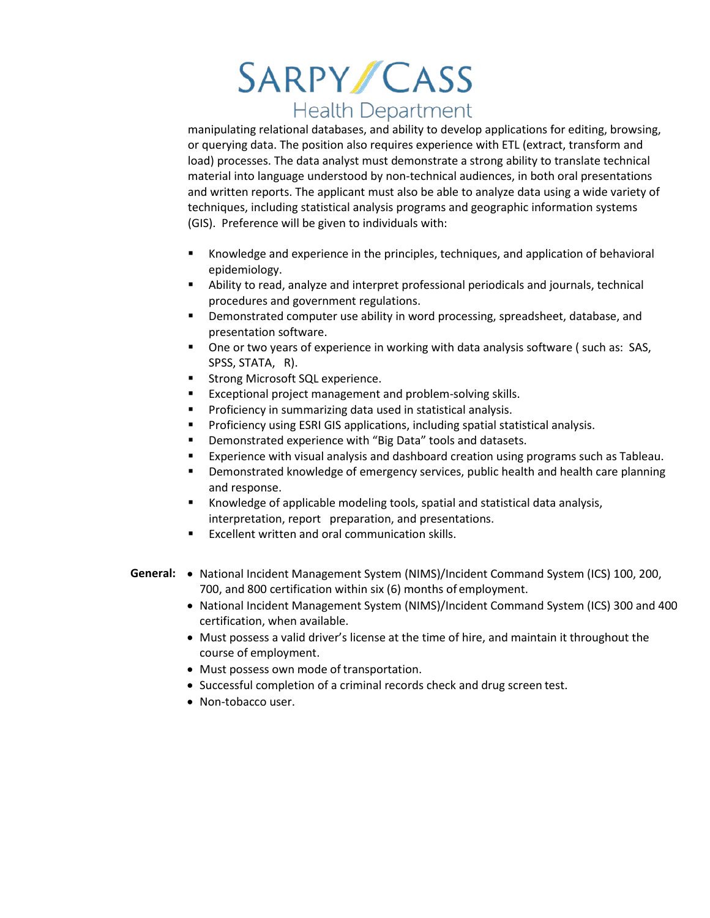manipulating relational databases, and ability to develop applications for editing, browsing, or querying data. The position also requires experience with ETL (extract, transform and load) processes. The data analyst must demonstrate a strong ability to translate technical material into language understood by non-technical audiences, in both oral presentations and written reports. The applicant must also be able to analyze data using a wide variety of techniques, including statistical analysis programs and geographic information systems (GIS). Preference will be given to individuals with:

- Knowledge and experience in the principles, techniques, and application of behavioral epidemiology.
- Ability to read, analyze and interpret professional periodicals and journals, technical procedures and government regulations.
- Demonstrated computer use ability in word processing, spreadsheet, database, and presentation software.
- One or two years of experience in working with data analysis software ( such as: SAS, SPSS, STATA, R).
- Strong Microsoft SQL experience.
- Exceptional project management and problem-solving skills.
- Proficiency in summarizing data used in statistical analysis.
- Proficiency using ESRI GIS applications, including spatial statistical analysis.
- Demonstrated experience with "Big Data" tools and datasets.
- Experience with visual analysis and dashboard creation using programs such as Tableau.
- Demonstrated knowledge of emergency services, public health and health care planning and response.
- Knowledge of applicable modeling tools, spatial and statistical data analysis, interpretation, report preparation, and presentations.
- Excellent written and oral communication skills.

**General:**

- National Incident Management System (NIMS)/Incident Command System (ICS) 100, 200, 700, and 800 certification within six (6) months of employment.
- National Incident Management System (NIMS)/Incident Command System (ICS) 300 and 400 certification, when available.
- Must possess a valid driver's license at the time of hire, and maintain it throughout the course of employment.
- Must possess own mode of transportation.
- Successful completion of a criminal records check and drug screen test.
- Non-tobacco user.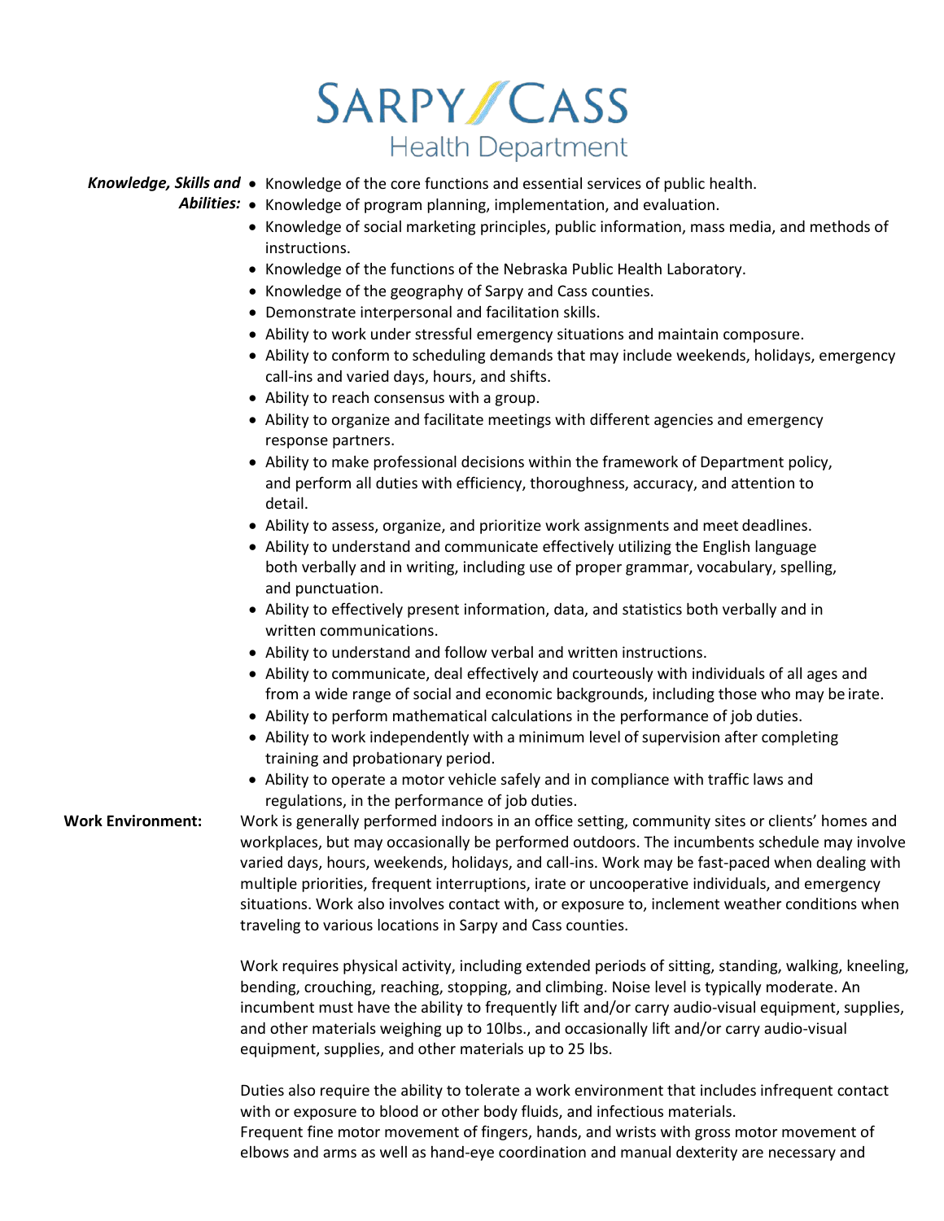**Knowledge, Skills and Abilities:**

- Knowledge of the core functions and essential services of public health.
- Knowledge of program planning, implementation, and evaluation.
- Knowledge of social marketing principles, public information, mass media, and methods of instructions.
- Knowledge of the functions of the Nebraska Public Health Laboratory.
- Knowledge of the geography of Sarpy and Cass counties.
- Demonstrate interpersonal and facilitation skills.
- Ability to work under stressful emergency situations and maintain composure.
- Ability to conform to scheduling demands that may include weekends, holidays, emergency call-ins and varied days, hours, and shifts.
- Ability to reach consensus with a group.
- Ability to organize and facilitate meetings with different agencies and emergency response partners.
- Ability to make professional decisions within the framework of Department policy, and perform all duties with efficiency, thoroughness, accuracy, and attention to detail.
- Ability to assess, organize, and prioritize work assignments and meet deadlines.
- Ability to understand and communicate effectively utilizing the English language both verbally and in writing, including use of proper grammar, vocabulary, spelling, and punctuation.
- Ability to effectively present information, data, and statistics both verbally and in written communications.
- Ability to understand and follow verbal and written instructions.
- Ability to communicate, deal effectively and courteously with individuals of all ages and from a wide range of social and economic backgrounds, including those who may be irate.
- Ability to perform mathematical calculations in the performance of job duties.
- Ability to work independently with a minimum level of supervision after completing training and probationary period.
- Ability to operate a motor vehicle safely and in compliance with traffic laws and regulations, in the performance of job duties.

**Work Environment:**

Work is generally performed indoors in an office setting, community sites or clients' homes and workplaces, but may occasionally be performed outdoors. The incumbents schedule may involve varied days, hours, weekends, holidays, and call-ins. Work may be fast-paced when dealing with multiple priorities, frequent interruptions, irate or uncooperative individuals, and emergency situations. Work also involves contact with, or exposure to, inclement weather conditions when traveling to various locations in Sarpy and Cass counties.

Work requires physical activity, including extended periods of sitting, standing, walking, kneeling, bending, crouching, reaching, stopping, and climbing. Noise level is typically moderate. An incumbent must have the ability to frequently lift and/or carry audio-visual equipment, supplies, and other materials weighing up to 10lbs., and occasionally lift and/or carry audio-visual equipment, supplies, and other materials up to 25 lbs.

Duties also require the ability to tolerate a work environment that includes infrequent contact with or exposure to blood or other body fluids, and infectious materials.
Frequent fine motor movement of fingers, hands, and wrists with gross motor movement of elbows and arms as well as hand-eye coordination and manual dexterity are necessary and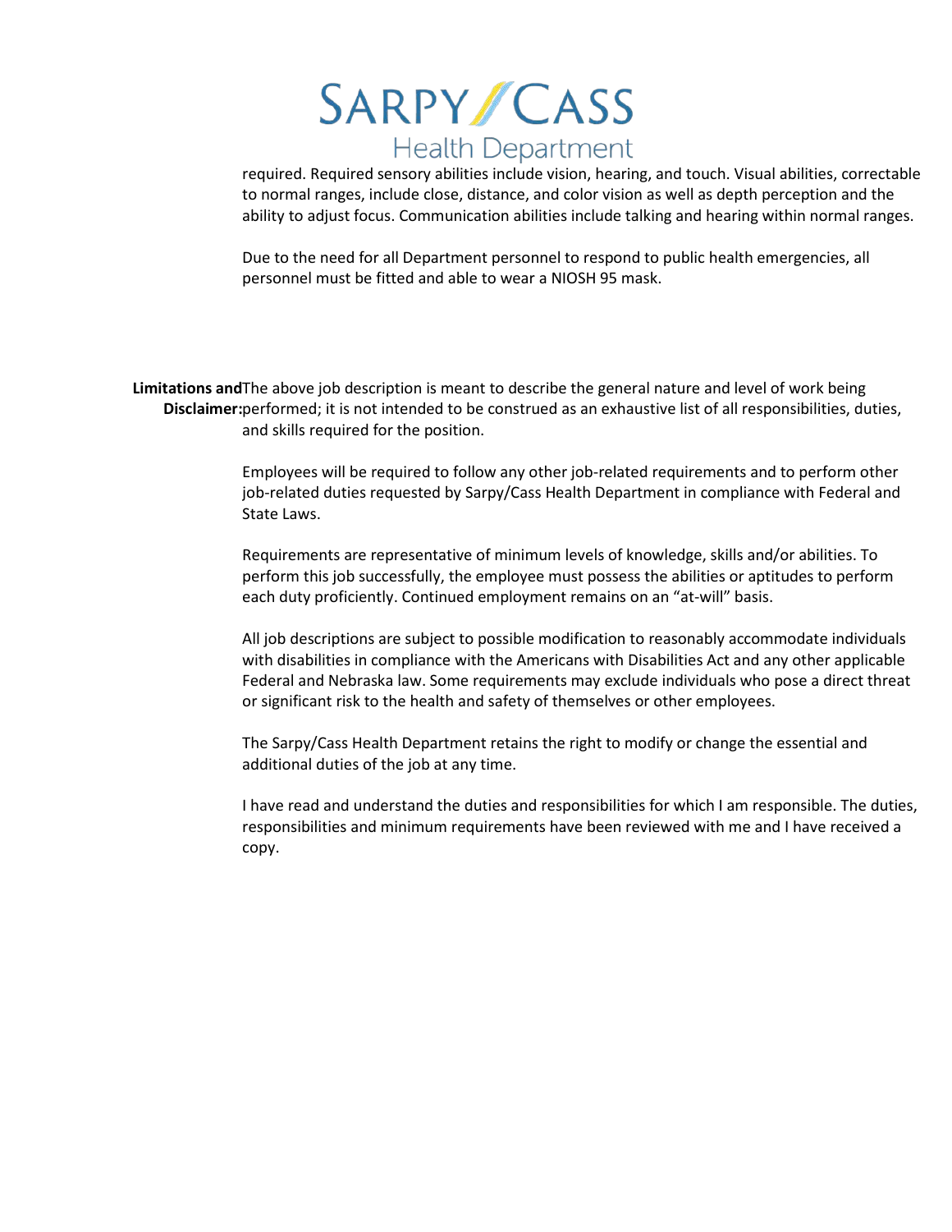required. Required sensory abilities include vision, hearing, and touch. Visual abilities, correctable to normal ranges, include close, distance, and color vision as well as depth perception and the ability to adjust focus. Communication abilities include talking and hearing within normal ranges.

Due to the need for all Department personnel to respond to public health emergencies, all personnel must be fitted and able to wear a NIOSH 95 mask.

**Limitations and Disclaimer:** The above job description is meant to describe the general nature and level of work being performed; it is not intended to be construed as an exhaustive list of all responsibilities, duties, and skills required for the position.

Employees will be required to follow any other job-related requirements and to perform other job-related duties requested by Sarpy/Cass Health Department in compliance with Federal and State Laws.

Requirements are representative of minimum levels of knowledge, skills and/or abilities. To perform this job successfully, the employee must possess the abilities or aptitudes to perform each duty proficiently. Continued employment remains on an "at-will" basis.

All job descriptions are subject to possible modification to reasonably accommodate individuals with disabilities in compliance with the Americans with Disabilities Act and any other applicable Federal and Nebraska law. Some requirements may exclude individuals who pose a direct threat or significant risk to the health and safety of themselves or other employees.

The Sarpy/Cass Health Department retains the right to modify or change the essential and additional duties of the job at any time.

I have read and understand the duties and responsibilities for which I am responsible. The duties, responsibilities and minimum requirements have been reviewed with me and I have received a copy.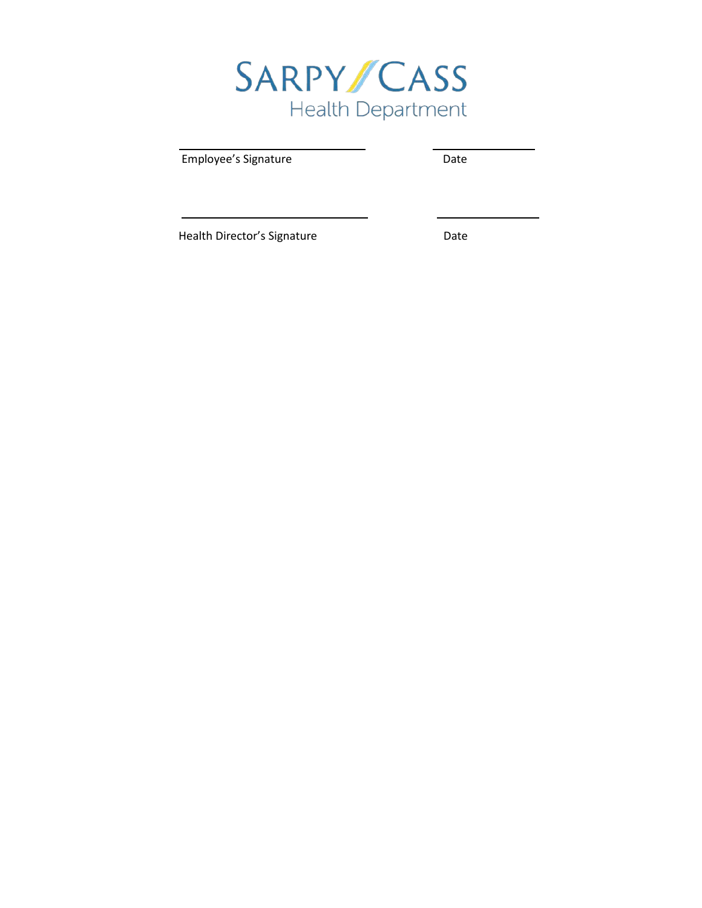SARPY / CASS
Health Department

| | |
|---|---|
| ______________________________ | ________________ |
| Employee's Signature | Date |
| ______________________________ | ________________ |
| Health Director's Signature | Date |